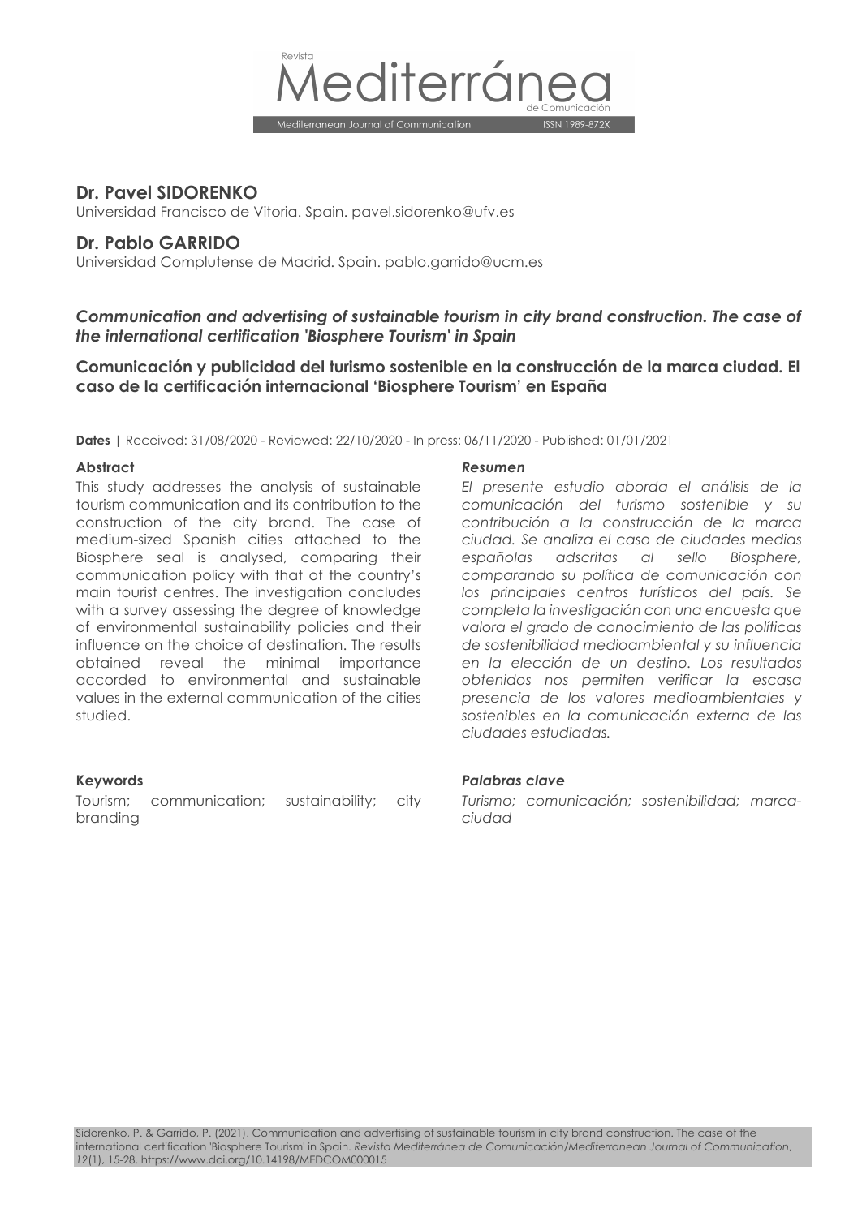## Dr. Pavel SIDORENKO

Universidad Francisco de Vitoria. Spain. pavel.sidorenko@ufv.es

## Dr. Pablo GARRIDO

Universidad Complutense de Madrid. Spain. pablo.garrido@ucm.es

# *Communication and advertising of sustainable tourism in city brand construction. The case of the international certification 'Biosphere Tourism' in Spain*

# Comunicación y publicidad del turismo sostenible en la construcción de la marca ciudad. El caso de la certificación internacional 'Biosphere Tourism' en España

**Dates** | Received: 31/08/2020 - Reviewed: 22/10/2020 - In press: 06/11/2020 - Published: 01/01/2021

### Abstract

This study addresses the analysis of sustainable tourism communication and its contribution to the construction of the city brand. The case of medium-sized Spanish cities attached to the Biosphere seal is analysed, comparing their communication policy with that of the country's main tourist centres. The investigation concludes with a survey assessing the degree of knowledge of environmental sustainability policies and their influence on the choice of destination. The results obtained reveal the minimal importance accorded to environmental and sustainable values in the external communication of the cities studied.

### Keywords

Tourism; communication; sustainability; city branding

### *Resumen*

*El presente estudio aborda el análisis de la comunicación del turismo sostenible y su contribución a la construcción de la marca ciudad. Se analiza el caso de ciudades medias españolas adscritas al sello Biosphere, comparando su política de comunicación con los principales centros turísticos del país. Se completa la investigación con una encuesta que valora el grado de conocimiento de las políticas de sostenibilidad medioambiental y su influencia en la elección de un destino. Los resultados obtenidos nos permiten verificar la escasa presencia de los valores medioambientales y sostenibles en la comunicación externa de las ciudades estudiadas.*

### *Palabras clave*

*Turismo; comunicación; sostenibilidad; marca-ciudad*

Sidorenko, P. & Garrido, P. (2021). Communication and advertising of sustainable tourism in city brand construction. The case of the international certification 'Biosphere Tourism' in Spain. *Revista Mediterránea de Comunicación/Mediterranean Journal of Communication, 12*(1), 15-28. https://www.doi.org/10.14198/MEDCOM000015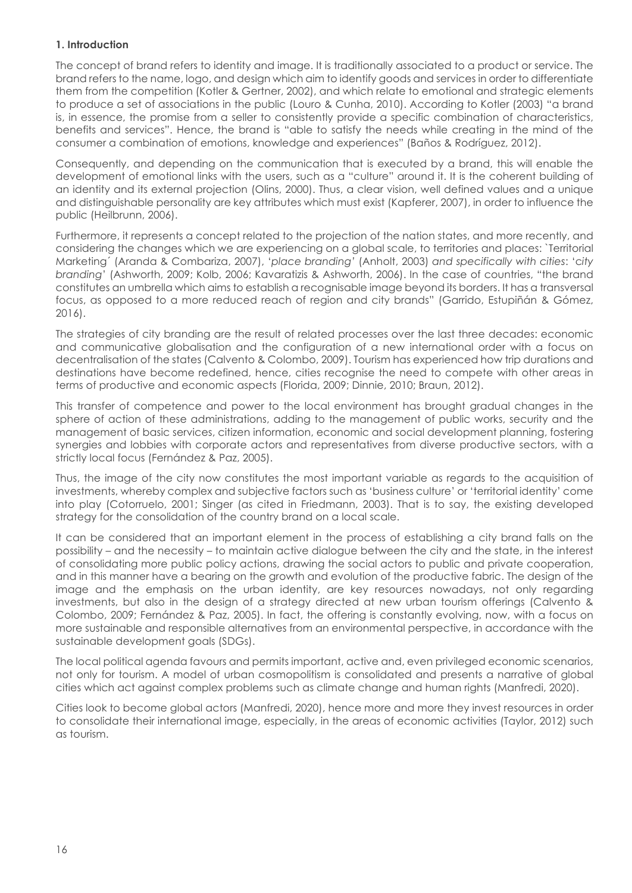## 1. Introduction

The concept of brand refers to identity and image. It is traditionally associated to a product or service. The brand refers to the name, logo, and design which aim to identify goods and services in order to differentiate them from the competition (Kotler & Gertner, 2002), and which relate to emotional and strategic elements to produce a set of associations in the public (Louro & Cunha, 2010). According to Kotler (2003) "a brand is, in essence, the promise from a seller to consistently provide a specific combination of characteristics, benefits and services". Hence, the brand is "able to satisfy the needs while creating in the mind of the consumer a combination of emotions, knowledge and experiences" (Baños & Rodríguez, 2012).

Consequently, and depending on the communication that is executed by a brand, this will enable the development of emotional links with the users, such as a "culture" around it. It is the coherent building of an identity and its external projection (Olins, 2000). Thus, a clear vision, well defined values and a unique and distinguishable personality are key attributes which must exist (Kapferer, 2007), in order to influence the public (Heilbrunn, 2006).

Furthermore, it represents a concept related to the projection of the nation states, and more recently, and considering the changes which we are experiencing on a global scale, to territories and places: `Territorial Marketing´ (Aranda & Combariza, 2007), '*place branding*' (Anholt, 2003) *and specifically with cities*: '*city branding*' (Ashworth, 2009; Kolb, 2006; Kavaratizis & Ashworth, 2006). In the case of countries, "the brand constitutes an umbrella which aims to establish a recognisable image beyond its borders. It has a transversal focus, as opposed to a more reduced reach of region and city brands" (Garrido, Estupiñán & Gómez, 2016).

The strategies of city branding are the result of related processes over the last three decades: economic and communicative globalisation and the configuration of a new international order with a focus on decentralisation of the states (Calvento & Colombo, 2009). Tourism has experienced how trip durations and destinations have become redefined, hence, cities recognise the need to compete with other areas in terms of productive and economic aspects (Florida, 2009; Dinnie, 2010; Braun, 2012).

This transfer of competence and power to the local environment has brought gradual changes in the sphere of action of these administrations, adding to the management of public works, security and the management of basic services, citizen information, economic and social development planning, fostering synergies and lobbies with corporate actors and representatives from diverse productive sectors, with a strictly local focus (Fernández & Paz, 2005).

Thus, the image of the city now constitutes the most important variable as regards to the acquisition of investments, whereby complex and subjective factors such as 'business culture' or 'territorial identity' come into play (Cotorruelo, 2001; Singer (as cited in Friedmann, 2003). That is to say, the existing developed strategy for the consolidation of the country brand on a local scale.

It can be considered that an important element in the process of establishing a city brand falls on the possibility – and the necessity – to maintain active dialogue between the city and the state, in the interest of consolidating more public policy actions, drawing the social actors to public and private cooperation, and in this manner have a bearing on the growth and evolution of the productive fabric. The design of the image and the emphasis on the urban identity, are key resources nowadays, not only regarding investments, but also in the design of a strategy directed at new urban tourism offerings (Calvento & Colombo, 2009; Fernández & Paz, 2005). In fact, the offering is constantly evolving, now, with a focus on more sustainable and responsible alternatives from an environmental perspective, in accordance with the sustainable development goals (SDGs).

The local political agenda favours and permits important, active and, even privileged economic scenarios, not only for tourism. A model of urban cosmopolitism is consolidated and presents a narrative of global cities which act against complex problems such as climate change and human rights (Manfredi, 2020).

Cities look to become global actors (Manfredi, 2020), hence more and more they invest resources in order to consolidate their international image, especially, in the areas of economic activities (Taylor, 2012) such as tourism.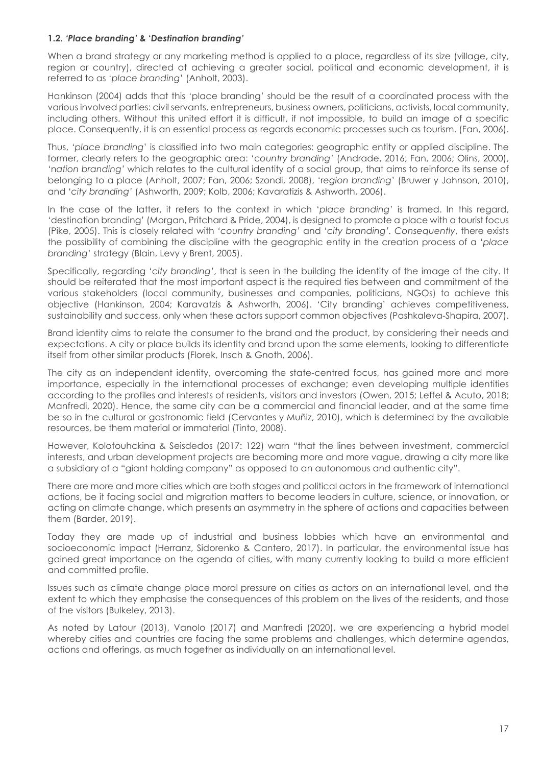### 1.2. *'Place branding'* & *'Destination branding'*

When a brand strategy or any marketing method is applied to a place, regardless of its size (village, city, region or country), directed at achieving a greater social, political and economic development, it is referred to as '*place branding*' (Anholt, 2003).

Hankinson (2004) adds that this 'place branding' should be the result of a coordinated process with the various involved parties: civil servants, entrepreneurs, business owners, politicians, activists, local community, including others. Without this united effort it is difficult, if not impossible, to build an image of a specific place. Consequently, it is an essential process as regards economic processes such as tourism. (Fan, 2006).

Thus, '*place branding*' is classified into two main categories: geographic entity or applied discipline. The former, clearly refers to the geographic area: '*country branding*' (Andrade, 2016; Fan, 2006; Olins, 2000), '*nation branding*' which relates to the cultural identity of a social group, that aims to reinforce its sense of belonging to a place (Anholt, 2007; Fan, 2006; Szondi, 2008), '*region branding*' (Bruwer y Johnson, 2010), and '*city branding*' (Ashworth, 2009; Kolb, 2006; Kavaratizis & Ashworth, 2006).

In the case of the latter, it refers to the context in which '*place branding*' is framed. In this regard, 'destination branding' (Morgan, Pritchard & Pride, 2004), is designed to promote a place with a tourist focus (Pike, 2005). This is closely related with '*country branding*' and '*city branding*'. *Consequently*, there exists the possibility of combining the discipline with the geographic entity in the creation process of a '*place branding*' strategy (Blain, Levy y Brent, 2005).

Specifically, regarding '*city branding*', that is seen in the building the identity of the image of the city. It should be reiterated that the most important aspect is the required ties between and commitment of the various stakeholders (local community, businesses and companies, politicians, NGOs) to achieve this objective (Hankinson, 2004; Karavatzis & Ashworth, 2006). 'City branding' achieves competitiveness, sustainability and success, only when these actors support common objectives (Pashkaleva-Shapira, 2007).

Brand identity aims to relate the consumer to the brand and the product, by considering their needs and expectations. A city or place builds its identity and brand upon the same elements, looking to differentiate itself from other similar products (Florek, Insch & Gnoth, 2006).

The city as an independent identity, overcoming the state-centred focus, has gained more and more importance, especially in the international processes of exchange; even developing multiple identities according to the profiles and interests of residents, visitors and investors (Owen, 2015; Leffel & Acuto, 2018; Manfredi, 2020). Hence, the same city can be a commercial and financial leader, and at the same time be so in the cultural or gastronomic field (Cervantes y Muñiz, 2010), which is determined by the available resources, be them material or immaterial (Tinto, 2008).

However, Kolotouhckina & Seisdedos (2017: 122) warn "that the lines between investment, commercial interests, and urban development projects are becoming more and more vague, drawing a city more like a subsidiary of a "giant holding company" as opposed to an autonomous and authentic city".

There are more and more cities which are both stages and political actors in the framework of international actions, be it facing social and migration matters to become leaders in culture, science, or innovation, or acting on climate change, which presents an asymmetry in the sphere of actions and capacities between them (Barder, 2019).

Today they are made up of industrial and business lobbies which have an environmental and socioeconomic impact (Herranz, Sidorenko & Cantero, 2017). In particular, the environmental issue has gained great importance on the agenda of cities, with many currently looking to build a more efficient and committed profile.

Issues such as climate change place moral pressure on cities as actors on an international level, and the extent to which they emphasise the consequences of this problem on the lives of the residents, and those of the visitors (Bulkeley, 2013).

As noted by Latour (2013), Vanolo (2017) and Manfredi (2020), we are experiencing a hybrid model whereby cities and countries are facing the same problems and challenges, which determine agendas, actions and offerings, as much together as individually on an international level.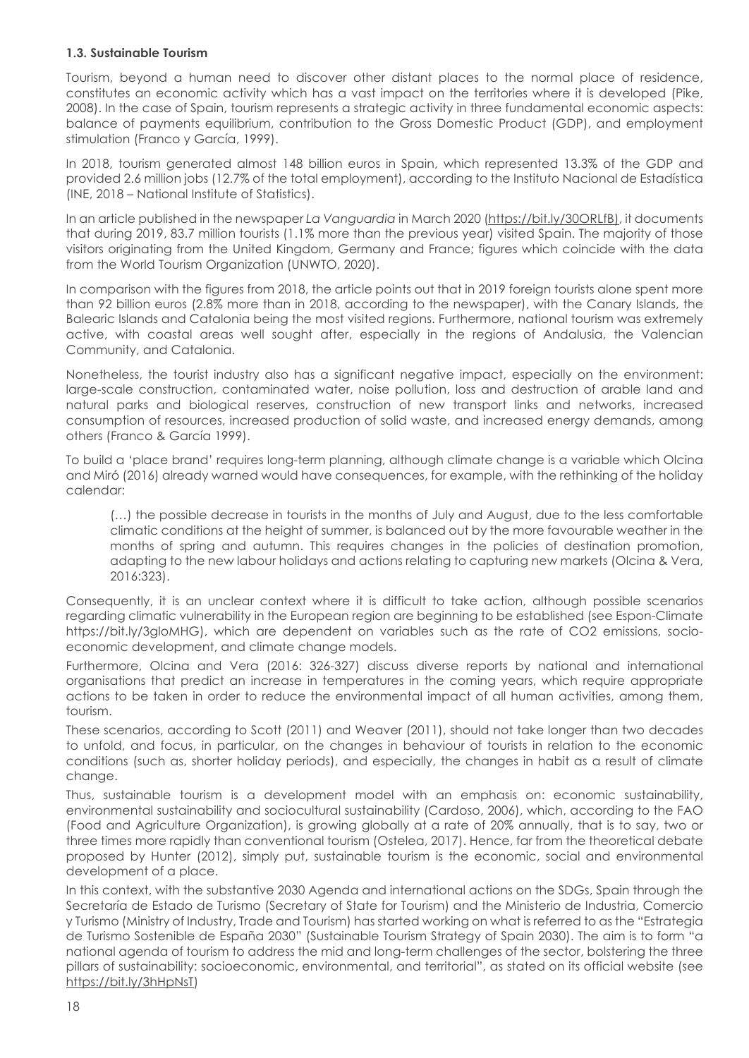### 1.3. Sustainable Tourism

Tourism, beyond a human need to discover other distant places to the normal place of residence, constitutes an economic activity which has a vast impact on the territories where it is developed (Pike, 2008). In the case of Spain, tourism represents a strategic activity in three fundamental economic aspects: balance of payments equilibrium, contribution to the Gross Domestic Product (GDP), and employment stimulation (Franco y García, 1999).

In 2018, tourism generated almost 148 billion euros in Spain, which represented 13.3% of the GDP and provided 2.6 million jobs (12.7% of the total employment), according to the Instituto Nacional de Estadística (INE, 2018 – National Institute of Statistics).

In an article published in the newspaper *La Vanguardia* in March 2020 (https://bit.ly/30ORLfB), it documents that during 2019, 83.7 million tourists (1.1% more than the previous year) visited Spain. The majority of those visitors originating from the United Kingdom, Germany and France; figures which coincide with the data from the World Tourism Organization (UNWTO, 2020).

In comparison with the figures from 2018, the article points out that in 2019 foreign tourists alone spent more than 92 billion euros (2.8% more than in 2018, according to the newspaper), with the Canary Islands, the Balearic Islands and Catalonia being the most visited regions. Furthermore, national tourism was extremely active, with coastal areas well sought after, especially in the regions of Andalusia, the Valencian Community, and Catalonia.

Nonetheless, the tourist industry also has a significant negative impact, especially on the environment: large-scale construction, contaminated water, noise pollution, loss and destruction of arable land and natural parks and biological reserves, construction of new transport links and networks, increased consumption of resources, increased production of solid waste, and increased energy demands, among others (Franco & García 1999).

To build a 'place brand' requires long-term planning, although climate change is a variable which Olcina and Miró (2016) already warned would have consequences, for example, with the rethinking of the holiday calendar:

> (…) the possible decrease in tourists in the months of July and August, due to the less comfortable climatic conditions at the height of summer, is balanced out by the more favourable weather in the months of spring and autumn. This requires changes in the policies of destination promotion, adapting to the new labour holidays and actions relating to capturing new markets (Olcina & Vera, 2016:323).

Consequently, it is an unclear context where it is difficult to take action, although possible scenarios regarding climatic vulnerability in the European region are beginning to be established (see Espon-Climate https://bit.ly/3gIoMHG), which are dependent on variables such as the rate of CO2 emissions, socio-economic development, and climate change models.

Furthermore, Olcina and Vera (2016: 326-327) discuss diverse reports by national and international organisations that predict an increase in temperatures in the coming years, which require appropriate actions to be taken in order to reduce the environmental impact of all human activities, among them, tourism.

These scenarios, according to Scott (2011) and Weaver (2011), should not take longer than two decades to unfold, and focus, in particular, on the changes in behaviour of tourists in relation to the economic conditions (such as, shorter holiday periods), and especially, the changes in habit as a result of climate change.

Thus, sustainable tourism is a development model with an emphasis on: economic sustainability, environmental sustainability and sociocultural sustainability (Cardoso, 2006), which, according to the FAO (Food and Agriculture Organization), is growing globally at a rate of 20% annually, that is to say, two or three times more rapidly than conventional tourism (Ostelea, 2017). Hence, far from the theoretical debate proposed by Hunter (2012), simply put, sustainable tourism is the economic, social and environmental development of a place.

In this context, with the substantive 2030 Agenda and international actions on the SDGs, Spain through the Secretaría de Estado de Turismo (Secretary of State for Tourism) and the Ministerio de Industria, Comercio y Turismo (Ministry of Industry, Trade and Tourism) has started working on what is referred to as the "Estrategia de Turismo Sostenible de España 2030" (Sustainable Tourism Strategy of Spain 2030). The aim is to form "a national agenda of tourism to address the mid and long-term challenges of the sector, bolstering the three pillars of sustainability: socioeconomic, environmental, and territorial", as stated on its official website (see https://bit.ly/3hHpNsT)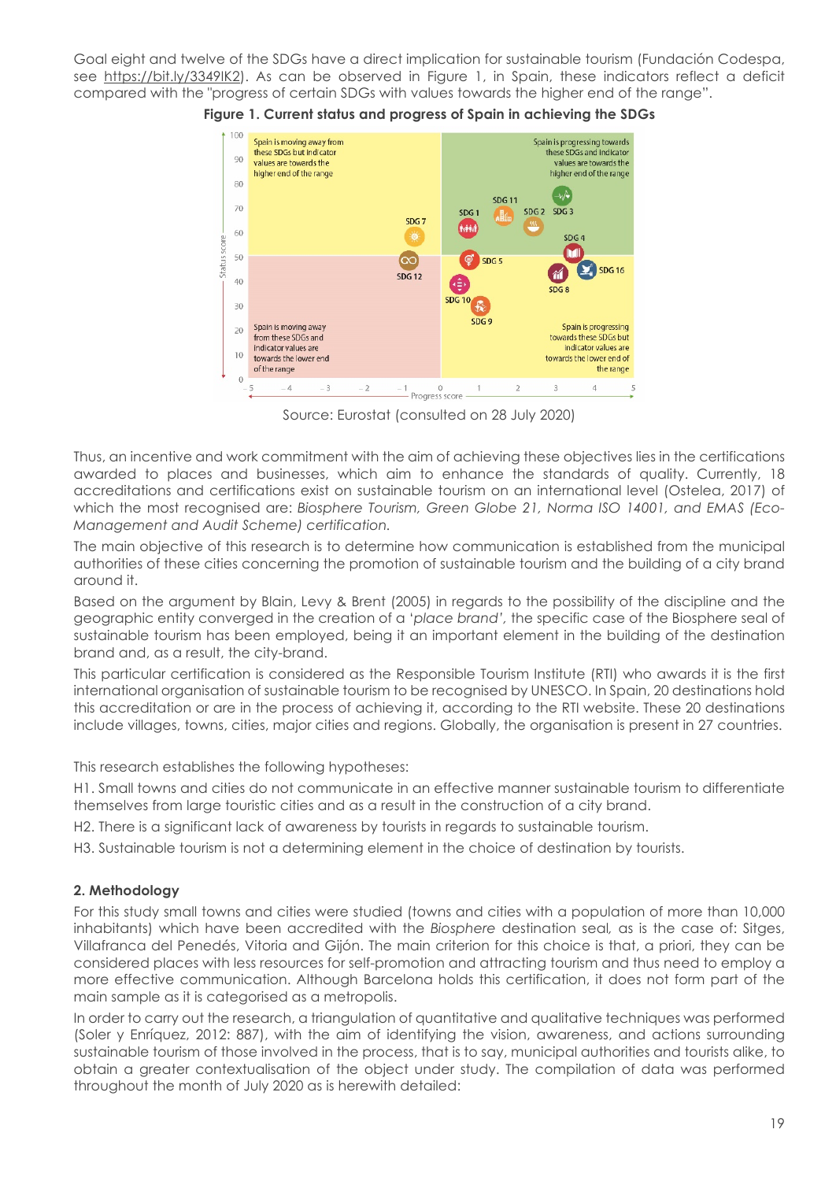Goal eight and twelve of the SDGs have a direct implication for sustainable tourism (Fundación Codespa, see https://bit.ly/3349lK2). As can be observed in Figure 1, in Spain, these indicators reflect a deficit compared with the "progress of certain SDGs with values towards the higher end of the range".

**Figure 1. Current status and progress of Spain in achieving the SDGs**

Source: Eurostat (consulted on 28 July 2020)

Thus, an incentive and work commitment with the aim of achieving these objectives lies in the certifications awarded to places and businesses, which aim to enhance the standards of quality. Currently, 18 accreditations and certifications exist on sustainable tourism on an international level (Ostelea, 2017) of which the most recognised are: *Biosphere Tourism, Green Globe 21, Norma ISO 14001, and EMAS (Eco-Management and Audit Scheme) certification.*

The main objective of this research is to determine how communication is established from the municipal authorities of these cities concerning the promotion of sustainable tourism and the building of a city brand around it.

Based on the argument by Blain, Levy & Brent (2005) in regards to the possibility of the discipline and the geographic entity converged in the creation of a '*place brand*', the specific case of the Biosphere seal of sustainable tourism has been employed, being it an important element in the building of the destination brand and, as a result, the city-brand.

This particular certification is considered as the Responsible Tourism Institute (RTI) who awards it is the first international organisation of sustainable tourism to be recognised by UNESCO. In Spain, 20 destinations hold this accreditation or are in the process of achieving it, according to the RTI website. These 20 destinations include villages, towns, cities, major cities and regions. Globally, the organisation is present in 27 countries.

This research establishes the following hypotheses:

H1. Small towns and cities do not communicate in an effective manner sustainable tourism to differentiate themselves from large touristic cities and as a result in the construction of a city brand.

H2. There is a significant lack of awareness by tourists in regards to sustainable tourism.

H3. Sustainable tourism is not a determining element in the choice of destination by tourists.

## 2. Methodology

For this study small towns and cities were studied (towns and cities with a population of more than 10,000 inhabitants) which have been accredited with the *Biosphere* destination seal*,* as is the case of: Sitges, Villafranca del Penedés, Vitoria and Gijón. The main criterion for this choice is that, a priori, they can be considered places with less resources for self-promotion and attracting tourism and thus need to employ a more effective communication. Although Barcelona holds this certification, it does not form part of the main sample as it is categorised as a metropolis.

In order to carry out the research, a triangulation of quantitative and qualitative techniques was performed (Soler y Enríquez, 2012: 887), with the aim of identifying the vision, awareness, and actions surrounding sustainable tourism of those involved in the process, that is to say, municipal authorities and tourists alike, to obtain a greater contextualisation of the object under study. The compilation of data was performed throughout the month of July 2020 as is herewith detailed: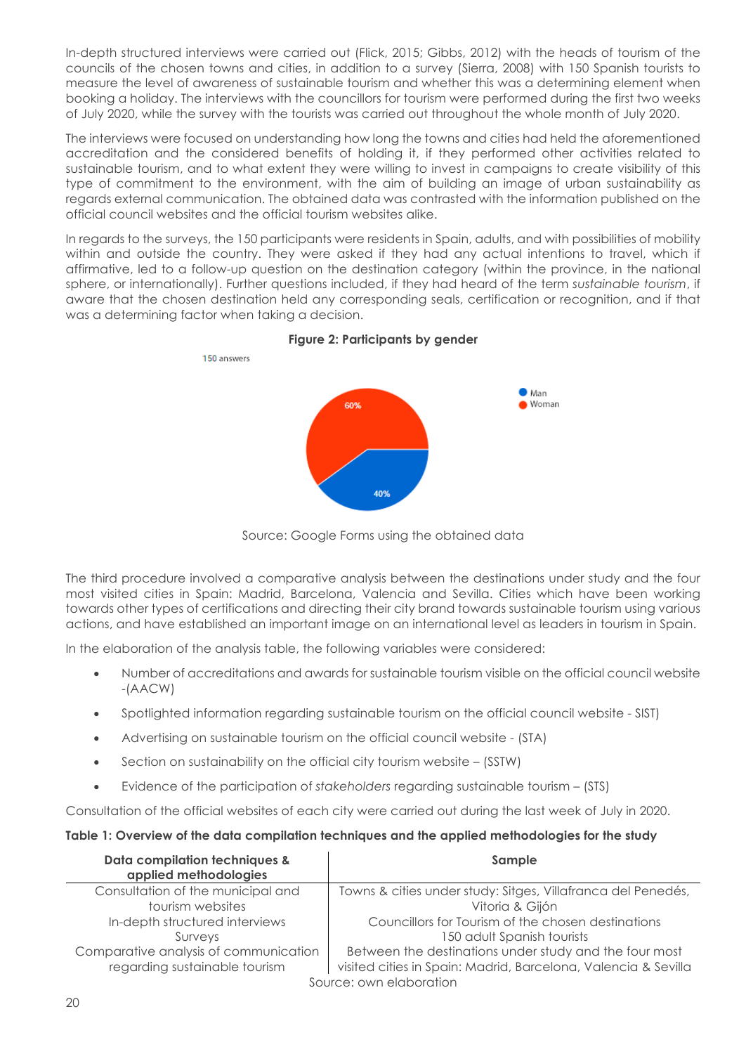In-depth structured interviews were carried out (Flick, 2015; Gibbs, 2012) with the heads of tourism of the councils of the chosen towns and cities, in addition to a survey (Sierra, 2008) with 150 Spanish tourists to measure the level of awareness of sustainable tourism and whether this was a determining element when booking a holiday. The interviews with the councillors for tourism were performed during the first two weeks of July 2020, while the survey with the tourists was carried out throughout the whole month of July 2020.

The interviews were focused on understanding how long the towns and cities had held the aforementioned accreditation and the considered benefits of holding it, if they performed other activities related to sustainable tourism, and to what extent they were willing to invest in campaigns to create visibility of this type of commitment to the environment, with the aim of building an image of urban sustainability as regards external communication. The obtained data was contrasted with the information published on the official council websites and the official tourism websites alike.

In regards to the surveys, the 150 participants were residents in Spain, adults, and with possibilities of mobility within and outside the country. They were asked if they had any actual intentions to travel, which if affirmative, led to a follow-up question on the destination category (within the province, in the national sphere, or internationally). Further questions included, if they had heard of the term *sustainable tourism*, if aware that the chosen destination held any corresponding seals, certification or recognition, and if that was a determining factor when taking a decision.

**Figure 2: Participants by gender**

150 answers

Man: 40%
Woman: 60%

Source: Google Forms using the obtained data

The third procedure involved a comparative analysis between the destinations under study and the four most visited cities in Spain: Madrid, Barcelona, Valencia and Sevilla. Cities which have been working towards other types of certifications and directing their city brand towards sustainable tourism using various actions, and have established an important image on an international level as leaders in tourism in Spain.

In the elaboration of the analysis table, the following variables were considered:

- Number of accreditations and awards for sustainable tourism visible on the official council website -(AACW)
- Spotlighted information regarding sustainable tourism on the official council website - SIST)
- Advertising on sustainable tourism on the official council website - (STA)
- Section on sustainability on the official city tourism website – (SSTW)
- Evidence of the participation of *stakeholders* regarding sustainable tourism – (STS)

Consultation of the official websites of each city were carried out during the last week of July in 2020.

**Table 1: Overview of the data compilation techniques and the applied methodologies for the study**

| Data compilation techniques & applied methodologies | Sample |
|---|---|
| Consultation of the municipal and tourism websites | Towns & cities under study: Sitges, Villafranca del Penedés, Vitoria & Gijón |
| In-depth structured interviews | Councillors for Tourism of the chosen destinations |
| Surveys | 150 adult Spanish tourists |
| Comparative analysis of communication regarding sustainable tourism | Between the destinations under study and the four most visited cities in Spain: Madrid, Barcelona, Valencia & Sevilla |

Source: own elaboration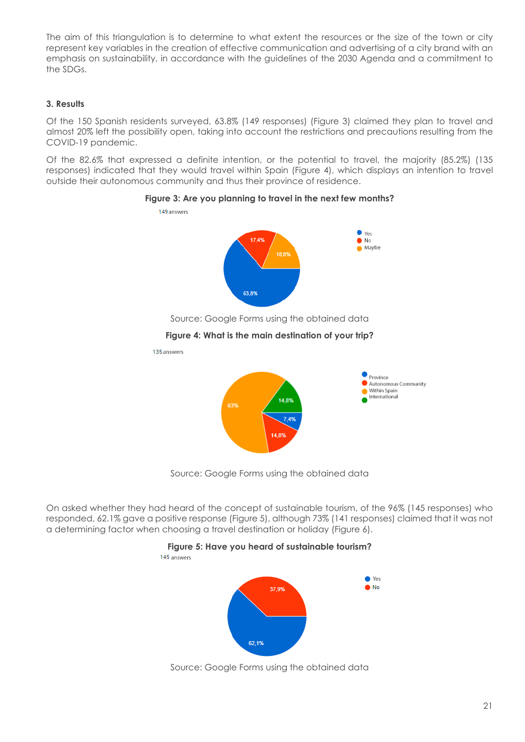The aim of this triangulation is to determine to what extent the resources or the size of the town or city represent key variables in the creation of effective communication and advertising of a city brand with an emphasis on sustainability, in accordance with the guidelines of the 2030 Agenda and a commitment to the SDGs.

### 3. Results

Of the 150 Spanish residents surveyed, 63.8% (149 responses) (Figure 3) claimed they plan to travel and almost 20% left the possibility open, taking into account the restrictions and precautions resulting from the COVID-19 pandemic.

Of the 82.6% that expressed a definite intention, or the potential to travel, the majority (85.2%) (135 responses) indicated that they would travel within Spain (Figure 4), which displays an intention to travel outside their autonomous community and thus their province of residence.

**Figure 3: Are you planning to travel in the next few months?**

149 answers

- Yes: 63,8%
- No: 17,4%
- Maybe: 18,8%

Source: Google Forms using the obtained data

**Figure 4: What is the main destination of your trip?**

135 answers

- Province: 7,4%
- Autonomous Community: 14,8%
- Within Spain: 63%
- International: 14,8%

Source: Google Forms using the obtained data

On asked whether they had heard of the concept of sustainable tourism, of the 96% (145 responses) who responded, 62.1% gave a positive response (Figure 5), although 73% (141 responses) claimed that it was not a determining factor when choosing a travel destination or holiday (Figure 6).

**Figure 5: Have you heard of sustainable tourism?**

145 answers

- Yes: 62,1%
- No: 37,9%

Source: Google Forms using the obtained data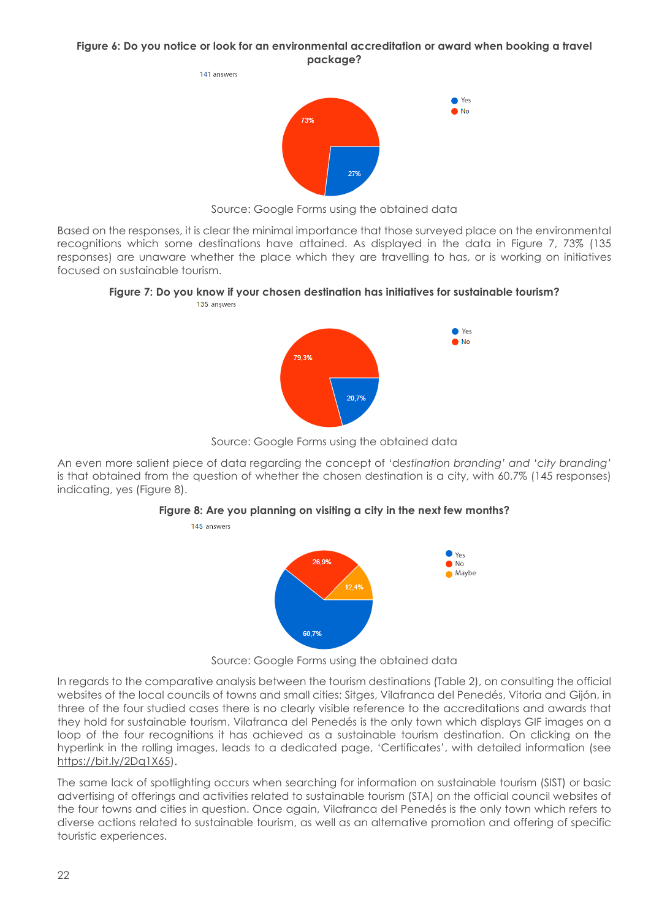**Figure 6: Do you notice or look for an environmental accreditation or award when booking a travel package?**

141 answers

Yes 27%
No 73%

Source: Google Forms using the obtained data

Based on the responses, it is clear the minimal importance that those surveyed place on the environmental recognitions which some destinations have attained. As displayed in the data in Figure 7, 73% (135 responses) are unaware whether the place which they are travelling to has, or is working on initiatives focused on sustainable tourism.

**Figure 7: Do you know if your chosen destination has initiatives for sustainable tourism?**

135 answers

Yes 20,7%
No 79,3%

Source: Google Forms using the obtained data

An even more salient piece of data regarding the concept of '*destination branding' and 'city branding'* is that obtained from the question of whether the chosen destination is a city, with 60.7% (145 responses) indicating, yes (Figure 8).

**Figure 8: Are you planning on visiting a city in the next few months?**

145 answers

Yes 60,7%
No 26,9%
Maybe 12,4%

Source: Google Forms using the obtained data

In regards to the comparative analysis between the tourism destinations (Table 2), on consulting the official websites of the local councils of towns and small cities: Sitges, Vilafranca del Penedés, Vitoria and Gijón, in three of the four studied cases there is no clearly visible reference to the accreditations and awards that they hold for sustainable tourism. Vilafranca del Penedés is the only town which displays GIF images on a loop of the four recognitions it has achieved as a sustainable tourism destination. On clicking on the hyperlink in the rolling images, leads to a dedicated page, 'Certificates', with detailed information (see https://bit.ly/2Dq1X65).

The same lack of spotlighting occurs when searching for information on sustainable tourism (SIST) or basic advertising of offerings and activities related to sustainable tourism (STA) on the official council websites of the four towns and cities in question. Once again, Vilafranca del Penedés is the only town which refers to diverse actions related to sustainable tourism, as well as an alternative promotion and offering of specific touristic experiences.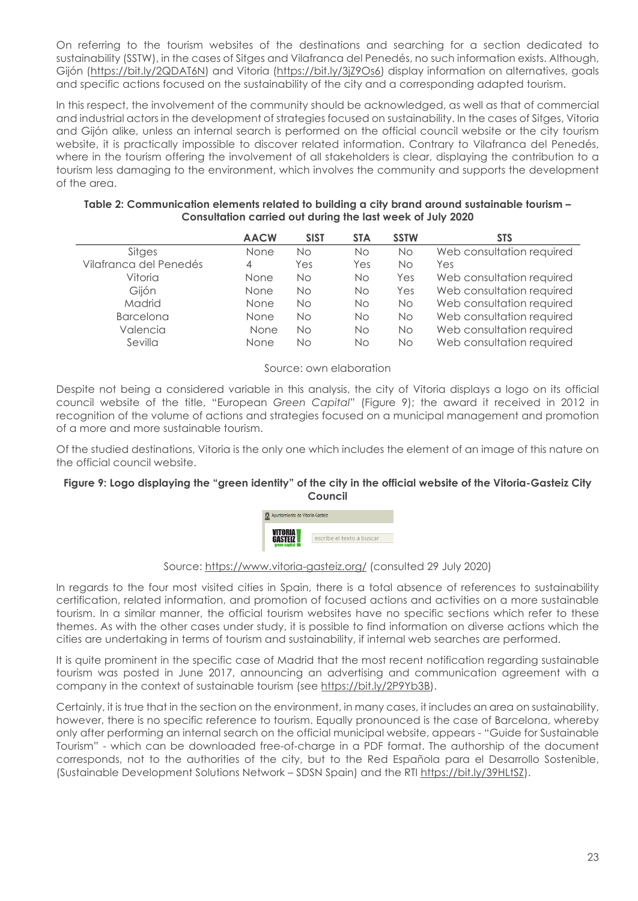On referring to the tourism websites of the destinations and searching for a section dedicated to sustainability (SSTW), in the cases of Sitges and Vilafranca del Penedés, no such information exists. Although, Gijón (https://bit.ly/2QDAT6N) and Vitoria (https://bit.ly/3jZ9Os6) display information on alternatives, goals and specific actions focused on the sustainability of the city and a corresponding adapted tourism.

In this respect, the involvement of the community should be acknowledged, as well as that of commercial and industrial actors in the development of strategies focused on sustainability. In the cases of Sitges, Vitoria and Gijón alike, unless an internal search is performed on the official council website or the city tourism website, it is practically impossible to discover related information. Contrary to Vilafranca del Penedés, where in the tourism offering the involvement of all stakeholders is clear, displaying the contribution to a tourism less damaging to the environment, which involves the community and supports the development of the area.

**Table 2: Communication elements related to building a city brand around sustainable tourism – Consultation carried out during the last week of July 2020**

| | AACW | SIST | STA | SSTW | STS |
|---|---|---|---|---|---|
| Sitges | None | No | No | No | Web consultation required |
| Vilafranca del Penedés | 4 | Yes | Yes | No | Yes |
| Vitoria | None | No | No | Yes | Web consultation required |
| Gijón | None | No | No | Yes | Web consultation required |
| Madrid | None | No | No | No | Web consultation required |
| Barcelona | None | No | No | No | Web consultation required |
| Valencia | None | No | No | No | Web consultation required |
| Sevilla | None | No | No | No | Web consultation required |

Source: own elaboration

Despite not being a considered variable in this analysis, the city of Vitoria displays a logo on its official council website of the title, "European *Green Capital*" (Figure 9); the award it received in 2012 in recognition of the volume of actions and strategies focused on a municipal management and promotion of a more and more sustainable tourism.

Of the studied destinations, Vitoria is the only one which includes the element of an image of this nature on the official council website.

**Figure 9: Logo displaying the "green identity" of the city in the official website of the Vitoria-Gasteiz City Council**

Source: https://www.vitoria-gasteiz.org/ (consulted 29 July 2020)

In regards to the four most visited cities in Spain, there is a total absence of references to sustainability certification, related information, and promotion of focused actions and activities on a more sustainable tourism. In a similar manner, the official tourism websites have no specific sections which refer to these themes. As with the other cases under study, it is possible to find information on diverse actions which the cities are undertaking in terms of tourism and sustainability, if internal web searches are performed.

It is quite prominent in the specific case of Madrid that the most recent notification regarding sustainable tourism was posted in June 2017, announcing an advertising and communication agreement with a company in the context of sustainable tourism (see https://bit.ly/2P9Yb3B).

Certainly, it is true that in the section on the environment, in many cases, it includes an area on sustainability, however, there is no specific reference to tourism. Equally pronounced is the case of Barcelona, whereby only after performing an internal search on the official municipal website, appears - "Guide for Sustainable Tourism" - which can be downloaded free-of-charge in a PDF format. The authorship of the document corresponds, not to the authorities of the city, but to the Red Española para el Desarrollo Sostenible, (Sustainable Development Solutions Network – SDSN Spain) and the RTI https://bit.ly/39HLtSZ).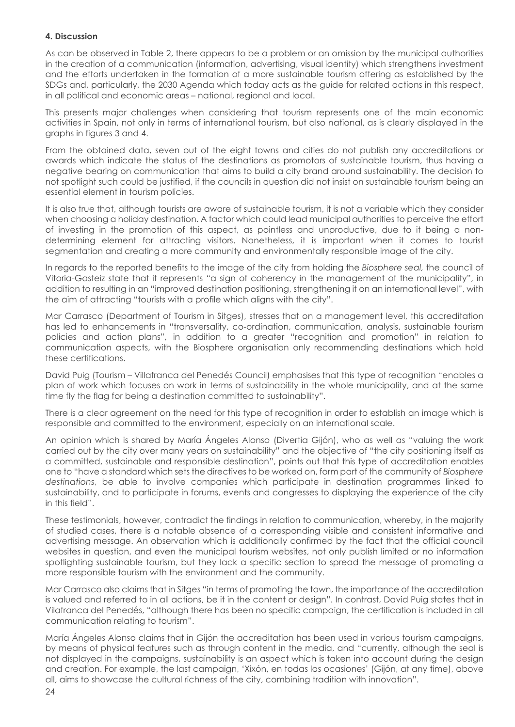### 4. Discussion

As can be observed in Table 2, there appears to be a problem or an omission by the municipal authorities in the creation of a communication (information, advertising, visual identity) which strengthens investment and the efforts undertaken in the formation of a more sustainable tourism offering as established by the SDGs and, particularly, the 2030 Agenda which today acts as the guide for related actions in this respect, in all political and economic areas – national, regional and local.

This presents major challenges when considering that tourism represents one of the main economic activities in Spain, not only in terms of international tourism, but also national, as is clearly displayed in the graphs in figures 3 and 4.

From the obtained data, seven out of the eight towns and cities do not publish any accreditations or awards which indicate the status of the destinations as promotors of sustainable tourism, thus having a negative bearing on communication that aims to build a city brand around sustainability. The decision to not spotlight such could be justified, if the councils in question did not insist on sustainable tourism being an essential element in tourism policies.

It is also true that, although tourists are aware of sustainable tourism, it is not a variable which they consider when choosing a holiday destination. A factor which could lead municipal authorities to perceive the effort of investing in the promotion of this aspect, as pointless and unproductive, due to it being a non-determining element for attracting visitors. Nonetheless, it is important when it comes to tourist segmentation and creating a more community and environmentally responsible image of the city.

In regards to the reported benefits to the image of the city from holding the *Biosphere seal,* the council of Vitoria-Gasteiz state that it represents "a sign of coherency in the management of the municipality", in addition to resulting in an "improved destination positioning, strengthening it on an international level", with the aim of attracting "tourists with a profile which aligns with the city".

Mar Carrasco (Department of Tourism in Sitges), stresses that on a management level, this accreditation has led to enhancements in "transversality, co-ordination, communication, analysis, sustainable tourism policies and action plans", in addition to a greater "recognition and promotion" in relation to communication aspects, with the Biosphere organisation only recommending destinations which hold these certifications.

David Puig (Tourism – Villafranca del Penedés Council) emphasises that this type of recognition "enables a plan of work which focuses on work in terms of sustainability in the whole municipality, and at the same time fly the flag for being a destination committed to sustainability".

There is a clear agreement on the need for this type of recognition in order to establish an image which is responsible and committed to the environment, especially on an international scale.

An opinion which is shared by María Ángeles Alonso (Divertia Gijón), who as well as "valuing the work carried out by the city over many years on sustainability" and the objective of "the city positioning itself as a committed, sustainable and responsible destination", points out that this type of accreditation enables one to "have a standard which sets the directives to be worked on, form part of the community of *Biosphere destinations*, be able to involve companies which participate in destination programmes linked to sustainability, and to participate in forums, events and congresses to displaying the experience of the city in this field".

These testimonials, however, contradict the findings in relation to communication, whereby, in the majority of studied cases, there is a notable absence of a corresponding visible and consistent informative and advertising message. An observation which is additionally confirmed by the fact that the official council websites in question, and even the municipal tourism websites, not only publish limited or no information spotlighting sustainable tourism, but they lack a specific section to spread the message of promoting a more responsible tourism with the environment and the community.

Mar Carrasco also claims that in Sitges "in terms of promoting the town, the importance of the accreditation is valued and referred to in all actions, be it in the content or design". In contrast, David Puig states that in Vilafranca del Penedés, "although there has been no specific campaign, the certification is included in all communication relating to tourism".

María Ángeles Alonso claims that in Gijón the accreditation has been used in various tourism campaigns, by means of physical features such as through content in the media, and "currently, although the seal is not displayed in the campaigns, sustainability is an aspect which is taken into account during the design and creation. For example, the last campaign, 'Xixón, en todas las ocasiones' (Gijón, at any time), above all, aims to showcase the cultural richness of the city, combining tradition with innovation".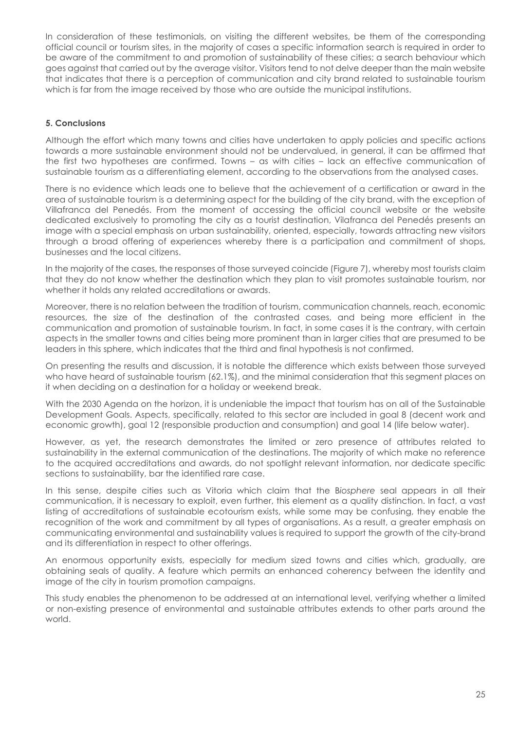In consideration of these testimonials, on visiting the different websites, be them of the corresponding official council or tourism sites, in the majority of cases a specific information search is required in order to be aware of the commitment to and promotion of sustainability of these cities; a search behaviour which goes against that carried out by the average visitor. Visitors tend to not delve deeper than the main website that indicates that there is a perception of communication and city brand related to sustainable tourism which is far from the image received by those who are outside the municipal institutions.

## 5. Conclusions

Although the effort which many towns and cities have undertaken to apply policies and specific actions towards a more sustainable environment should not be undervalued, in general, it can be affirmed that the first two hypotheses are confirmed. Towns – as with cities – lack an effective communication of sustainable tourism as a differentiating element, according to the observations from the analysed cases.

There is no evidence which leads one to believe that the achievement of a certification or award in the area of sustainable tourism is a determining aspect for the building of the city brand, with the exception of Villafranca del Penedés. From the moment of accessing the official council website or the website dedicated exclusively to promoting the city as a tourist destination, Vilafranca del Penedés presents an image with a special emphasis on urban sustainability, oriented, especially, towards attracting new visitors through a broad offering of experiences whereby there is a participation and commitment of shops, businesses and the local citizens.

In the majority of the cases, the responses of those surveyed coincide (Figure 7), whereby most tourists claim that they do not know whether the destination which they plan to visit promotes sustainable tourism, nor whether it holds any related accreditations or awards.

Moreover, there is no relation between the tradition of tourism, communication channels, reach, economic resources, the size of the destination of the contrasted cases, and being more efficient in the communication and promotion of sustainable tourism. In fact, in some cases it is the contrary, with certain aspects in the smaller towns and cities being more prominent than in larger cities that are presumed to be leaders in this sphere, which indicates that the third and final hypothesis is not confirmed.

On presenting the results and discussion, it is notable the difference which exists between those surveyed who have heard of sustainable tourism (62.1%), and the minimal consideration that this segment places on it when deciding on a destination for a holiday or weekend break.

With the 2030 Agenda on the horizon, it is undeniable the impact that tourism has on all of the Sustainable Development Goals. Aspects, specifically, related to this sector are included in goal 8 (decent work and economic growth), goal 12 (responsible production and consumption) and goal 14 (life below water).

However, as yet, the research demonstrates the limited or zero presence of attributes related to sustainability in the external communication of the destinations. The majority of which make no reference to the acquired accreditations and awards, do not spotlight relevant information, nor dedicate specific sections to sustainability, bar the identified rare case.

In this sense, despite cities such as Vitoria which claim that the B*iosphere* seal appears in all their communication, it is necessary to exploit, even further, this element as a quality distinction. In fact, a vast listing of accreditations of sustainable ecotourism exists, while some may be confusing, they enable the recognition of the work and commitment by all types of organisations. As a result, a greater emphasis on communicating environmental and sustainability values is required to support the growth of the city-brand and its differentiation in respect to other offerings.

An enormous opportunity exists, especially for medium sized towns and cities which, gradually, are obtaining seals of quality. A feature which permits an enhanced coherency between the identity and image of the city in tourism promotion campaigns.

This study enables the phenomenon to be addressed at an international level, verifying whether a limited or non-existing presence of environmental and sustainable attributes extends to other parts around the world.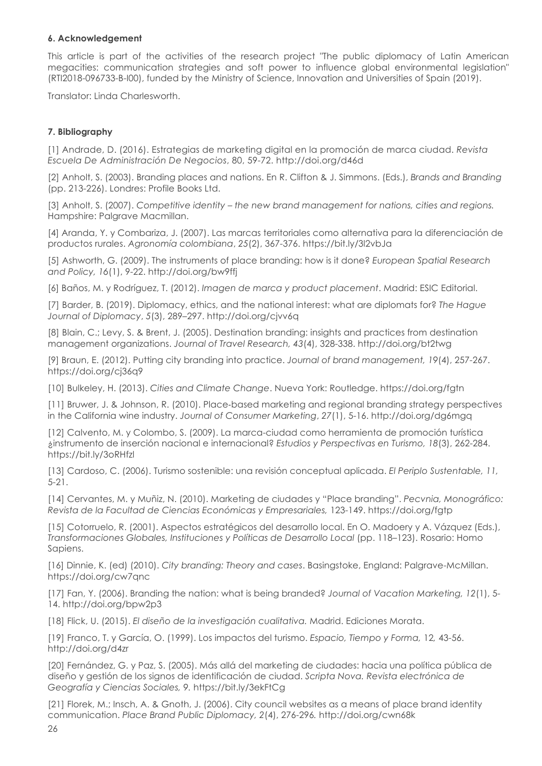### 6. Acknowledgement

This article is part of the activities of the research project "The public diplomacy of Latin American megacities: communication strategies and soft power to influence global environmental legislation" (RTI2018-096733-B-I00), funded by the Ministry of Science, Innovation and Universities of Spain (2019).

Translator: Linda Charlesworth.

### 7. Bibliography

[1] Andrade, D. (2016). Estrategias de marketing digital en la promoción de marca ciudad. *Revista Escuela De Administración De Negocios*, 80, 59-72. http://doi.org/d46d

[2] Anholt, S. (2003). Branding places and nations. En R. Clifton & J. Simmons. (Eds.), *Brands and Branding* (pp. 213-226). Londres: Profile Books Ltd.

[3] Anholt, S. (2007). *Competitive identity – the new brand management for nations, cities and regions.* Hampshire: Palgrave Macmillan.

[4] Aranda, Y. y Combariza, J. (2007). Las marcas territoriales como alternativa para la diferenciación de productos rurales. *Agronomía colombiana*, *25*(2), 367-376. https://bit.ly/3l2vbJa

[5] Ashworth, G. (2009). The instruments of place branding: how is it done? *European Spatial Research and Policy, 16*(1), 9-22. http://doi.org/bw9ffj

[6] Baños, M. y Rodríguez, T. (2012). *Imagen de marca y product placement*. Madrid: ESIC Editorial.

[7] Barder, B. (2019). Diplomacy, ethics, and the national interest: what are diplomats for? *The Hague Journal of Diplomacy*, *5*(3), 289–297. http://doi.org/cjvv6q

[8] Blain, C.; Levy, S. & Brent, J. (2005). Destination branding: insights and practices from destination management organizations. *Journal of Travel Research, 43*(4), 328-338. http://doi.org/bt2twg

[9] Braun, E. (2012). Putting city branding into practice. *Journal of brand management, 19*(4), 257-267. https://doi.org/cj36q9

[10] Bulkeley, H. (2013). *Cities and Climate Change*. Nueva York: Routledge. https://doi.org/fgtn

[11] Bruwer, J. & Johnson, R. (2010). Place-based marketing and regional branding strategy perspectives in the California wine industry. *Journal of Consumer Marketing*, *27*(1), 5-16. http://doi.org/dg6mgq

[12] Calvento, M. y Colombo, S. (2009). La marca-ciudad como herramienta de promoción turística ¿instrumento de inserción nacional e internacional? *Estudios y Perspectivas en Turismo, 18*(3), 262-284. https://bit.ly/3oRHfzl

[13] Cardoso, C. (2006). Turismo sostenible: una revisión conceptual aplicada. *El Periplo Sustentable, 11,* 5-21.

[14] Cervantes, M. y Muñiz, N. (2010). Marketing de ciudades y "Place branding". *Pecvnia, Monográfico: Revista de la Facultad de Ciencias Económicas y Empresariales,* 123-149. https://doi.org/fgtp

[15] Cotorruelo, R. (2001). Aspectos estratégicos del desarrollo local. En O. Madoery y A. Vázquez (Eds.), *Transformaciones Globales, Instituciones y Políticas de Desarrollo Local* (pp. 118–123). Rosario: Homo Sapiens.

[16] Dinnie, K. (ed) (2010). *City branding: Theory and cases*. Basingstoke, England: Palgrave-McMillan. https://doi.org/cw7qnc

[17] Fan, Y. (2006). Branding the nation: what is being branded? *Journal of Vacation Marketing, 12*(1), 5-14. http://doi.org/bpw2p3

[18] Flick, U. (2015). *El diseño de la investigación cualitativa.* Madrid. Ediciones Morata.

[19] Franco, T. y García, O. (1999). Los impactos del turismo. *Espacio, Tiempo y Forma,* 12*,* 43-56. http://doi.org/d4zr

[20] Fernández, G. y Paz, S. (2005). Más allá del marketing de ciudades: hacia una política pública de diseño y gestión de los signos de identificación de ciudad. *Scripta Nova. Revista electrónica de Geografía y Ciencias Sociales,* 9*.* https://bit.ly/3ekFtCg

[21] Florek, M.; Insch, A. & Gnoth, J. (2006). City council websites as a means of place brand identity communication. *Place Brand Public Diplomacy, 2*(4), 276-296*.* http://doi.org/cwn68k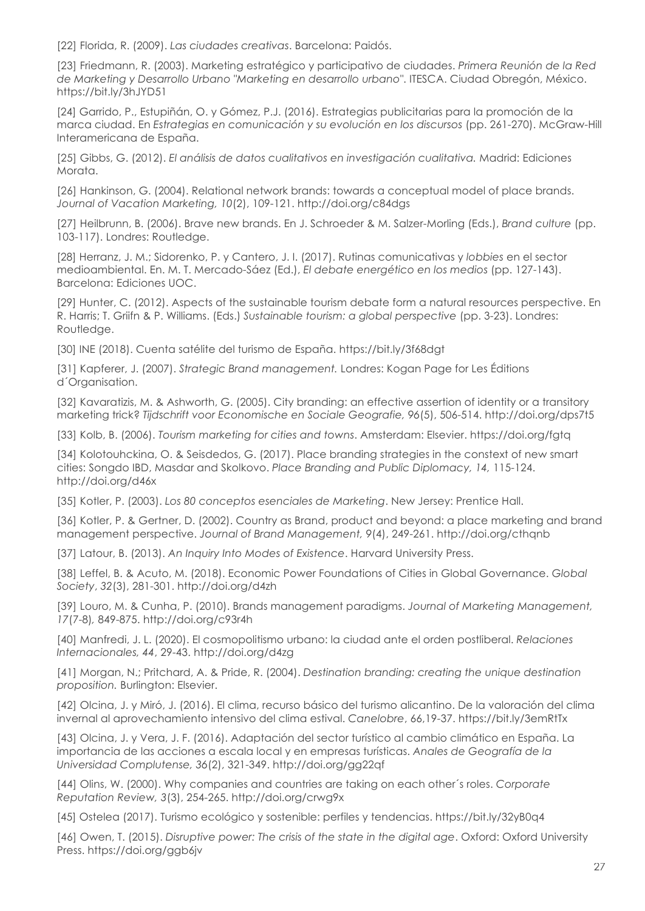[22] Florida, R. (2009). *Las ciudades creativas*. Barcelona: Paidós.

[23] Friedmann, R. (2003). Marketing estratégico y participativo de ciudades. *Primera Reunión de la Red de Marketing y Desarrollo Urbano "Marketing en desarrollo urbano"*. ITESCA. Ciudad Obregón, México. https://bit.ly/3hJYD51

[24] Garrido, P., Estupiñán, O. y Gómez, P.J. (2016). Estrategias publicitarias para la promoción de la marca ciudad. En *Estrategias en comunicación y su evolución en los discursos* (pp. 261-270). McGraw-Hill Interamericana de España.

[25] Gibbs, G. (2012). *El análisis de datos cualitativos en investigación cualitativa.* Madrid: Ediciones Morata.

[26] Hankinson, G. (2004). Relational network brands: towards a conceptual model of place brands. *Journal of Vacation Marketing, 10*(2), 109-121. http://doi.org/c84dgs

[27] Heilbrunn, B. (2006). Brave new brands. En J. Schroeder & M. Salzer-Morling (Eds.), *Brand culture* (pp. 103-117). Londres: Routledge.

[28] Herranz, J. M.; Sidorenko, P. y Cantero, J. I. (2017). Rutinas comunicativas y *lobbies* en el sector medioambiental. En. M. T. Mercado-Sáez (Ed.), *El debate energético en los medios* (pp. 127-143). Barcelona: Ediciones UOC.

[29] Hunter, C. (2012). Aspects of the sustainable tourism debate form a natural resources perspective. En R. Harris; T. Griifn & P. Williams. (Eds.) *Sustainable tourism: a global perspective* (pp. 3-23). Londres: Routledge.

[30] INE (2018). Cuenta satélite del turismo de España. https://bit.ly/3f68dgt

[31] Kapferer, J. (2007). *Strategic Brand management.* Londres: Kogan Page for Les Éditions d´Organisation.

[32] Kavaratizis, M. & Ashworth, G. (2005). City branding: an effective assertion of identity or a transitory marketing trick? *Tijdschrift voor Economische en Sociale Geografie, 96*(5), 506-514. http://doi.org/dps7t5

[33] Kolb, B. (2006). *Tourism marketing for cities and towns*. Amsterdam: Elsevier. https://doi.org/fgtq

[34] Kolotouhckina, O. & Seisdedos, G. (2017). Place branding strategies in the constext of new smart cities: Songdo IBD, Masdar and Skolkovo. *Place Branding and Public Diplomacy, 14,* 115-124. http://doi.org/d46x

[35] Kotler, P. (2003). *Los 80 conceptos esenciales de Marketing*. New Jersey: Prentice Hall.

[36] Kotler, P. & Gertner, D. (2002). Country as Brand, product and beyond: a place marketing and brand management perspective. *Journal of Brand Management, 9*(4), 249-261. http://doi.org/cthqnb

[37] Latour, B. (2013). *An Inquiry Into Modes of Existence*. Harvard University Press.

[38] Leffel, B. & Acuto, M. (2018). Economic Power Foundations of Cities in Global Governance. *Global Society*, *32*(3), 281-301. http://doi.org/d4zh

[39] Louro, M. & Cunha, P. (2010). Brands management paradigms. *Journal of Marketing Management, 17*(7-8), 849-875. http://doi.org/c93r4h

[40] Manfredi, J. L. (2020). El cosmopolitismo urbano: la ciudad ante el orden postliberal. *Relaciones Internacionales, 44*, 29-43. http://doi.org/d4zg

[41] Morgan, N.; Pritchard, A. & Pride, R. (2004). *Destination branding: creating the unique destination proposition.* Burlington: Elsevier.

[42] Olcina, J. y Miró, J. (2016). El clima, recurso básico del turismo alicantino. De la valoración del clima invernal al aprovechamiento intensivo del clima estival. *Canelobre*, 66,19-37. https://bit.ly/3emRtTx

[43] Olcina, J. y Vera, J. F. (2016). Adaptación del sector turístico al cambio climático en España. La importancia de las acciones a escala local y en empresas turísticas. *Anales de Geografía de la Universidad Complutense, 36*(2), 321-349. http://doi.org/gg22qf

[44] Olins, W. (2000). Why companies and countries are taking on each other´s roles. *Corporate Reputation Review, 3*(3), 254-265. http://doi.org/crwg9x

[45] Ostelea (2017). Turismo ecológico y sostenible: perfiles y tendencias. https://bit.ly/32yB0q4

[46] Owen, T. (2015). *Disruptive power: The crisis of the state in the digital age*. Oxford: Oxford University Press. https://doi.org/ggb6jv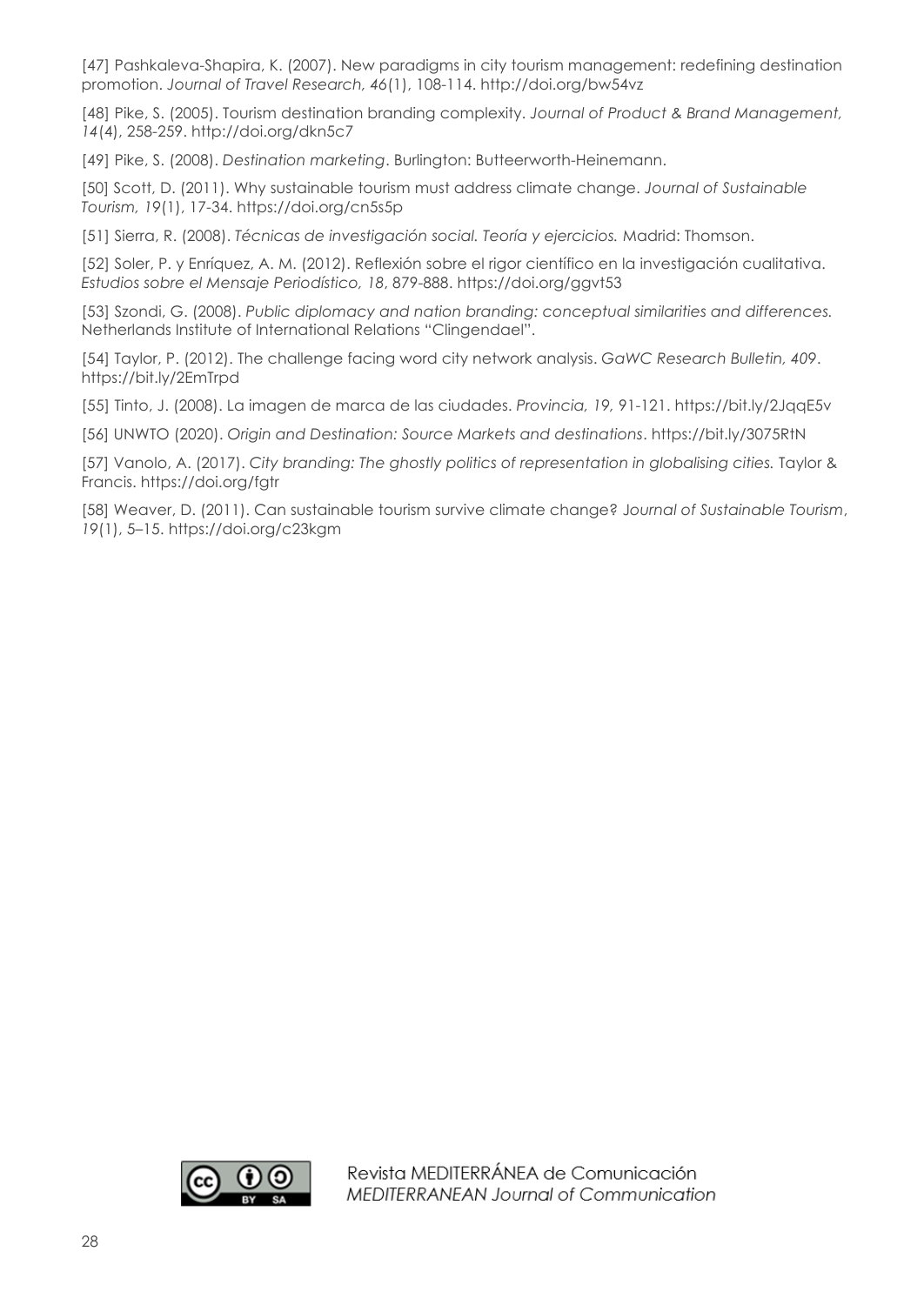[47] Pashkaleva-Shapira, K. (2007). New paradigms in city tourism management: redefining destination promotion. *Journal of Travel Research, 46*(1), 108-114. http://doi.org/bw54vz

[48] Pike, S. (2005). Tourism destination branding complexity. *Journal of Product & Brand Management, 14*(4), 258-259. http://doi.org/dkn5c7

[49] Pike, S. (2008). *Destination marketing*. Burlington: Butteerworth-Heinemann.

[50] Scott, D. (2011). Why sustainable tourism must address climate change. *Journal of Sustainable Tourism, 19*(1), 17-34. https://doi.org/cn5s5p

[51] Sierra, R. (2008). *Técnicas de investigación social. Teoría y ejercicios.* Madrid: Thomson.

[52] Soler, P. y Enríquez, A. M. (2012). Reflexión sobre el rigor científico en la investigación cualitativa. *Estudios sobre el Mensaje Periodístico, 18*, 879-888. https://doi.org/ggvt53

[53] Szondi, G. (2008). *Public diplomacy and nation branding: conceptual similarities and differences.* Netherlands Institute of International Relations "Clingendael".

[54] Taylor, P. (2012). The challenge facing word city network analysis. *GaWC Research Bulletin, 409*. https://bit.ly/2EmTrpd

[55] Tinto, J. (2008). La imagen de marca de las ciudades. *Provincia, 19,* 91-121. https://bit.ly/2JqqE5v

[56] UNWTO (2020). *Origin and Destination: Source Markets and destinations*. https://bit.ly/3075RtN

[57] Vanolo, A. (2017). *City branding: The ghostly politics of representation in globalising cities.* Taylor & Francis. https://doi.org/fgtr

[58] Weaver, D. (2011). Can sustainable tourism survive climate change? *Journal of Sustainable Tourism*, *19*(1), 5–15. https://doi.org/c23kgm